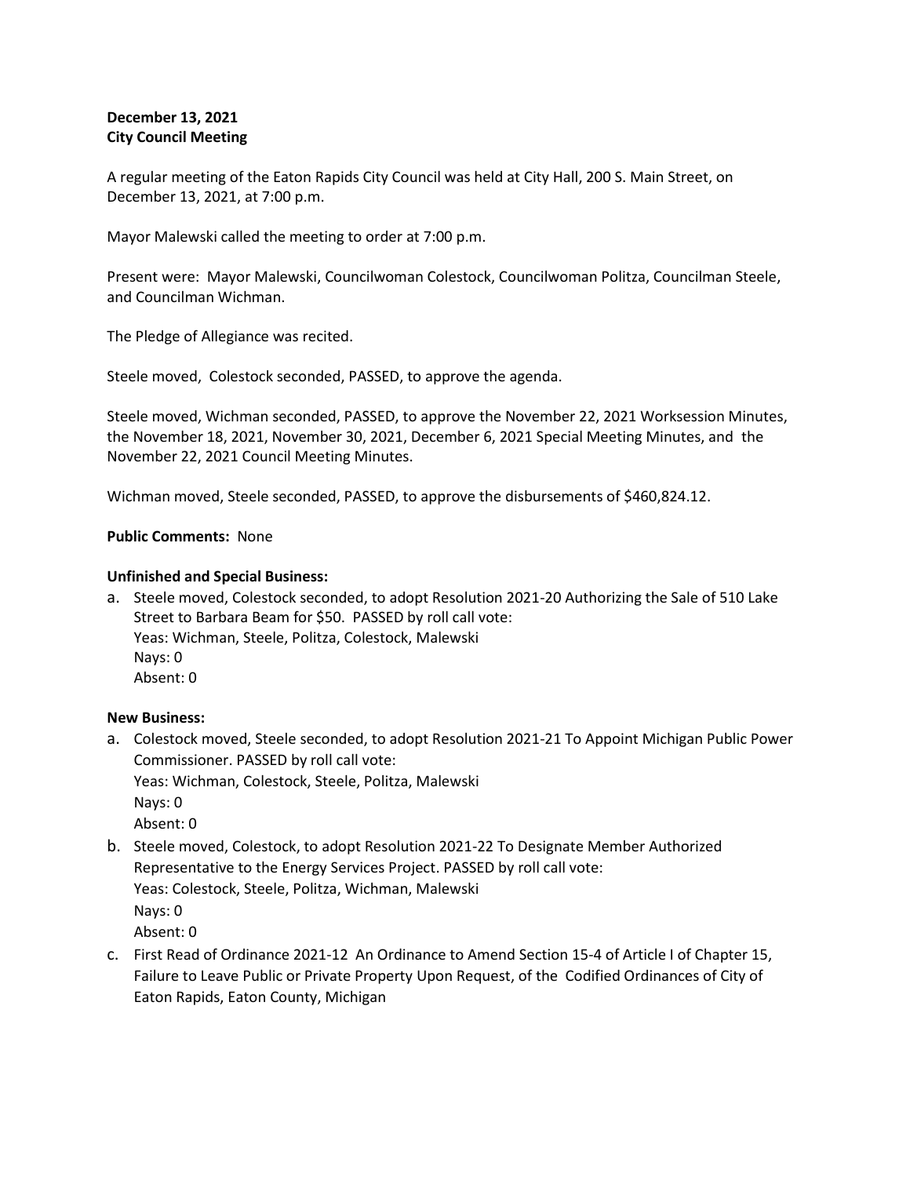**December 13, 2021**
**City Council Meeting**

A regular meeting of the Eaton Rapids City Council was held at City Hall, 200 S. Main Street, on December 13, 2021, at 7:00 p.m.

Mayor Malewski called the meeting to order at 7:00 p.m.

Present were: Mayor Malewski, Councilwoman Colestock, Councilwoman Politza, Councilman Steele, and Councilman Wichman.

The Pledge of Allegiance was recited.

Steele moved, Colestock seconded, PASSED, to approve the agenda.

Steele moved, Wichman seconded, PASSED, to approve the November 22, 2021 Worksession Minutes, the November 18, 2021, November 30, 2021, December 6, 2021 Special Meeting Minutes, and the November 22, 2021 Council Meeting Minutes.

Wichman moved, Steele seconded, PASSED, to approve the disbursements of $460,824.12.

**Public Comments:** None

**Unfinished and Special Business:**

a. Steele moved, Colestock seconded, to adopt Resolution 2021-20 Authorizing the Sale of 510 Lake Street to Barbara Beam for $50. PASSED by roll call vote:
   Yeas: Wichman, Steele, Politza, Colestock, Malewski
   Nays: 0
   Absent: 0

**New Business:**

a. Colestock moved, Steele seconded, to adopt Resolution 2021-21 To Appoint Michigan Public Power Commissioner. PASSED by roll call vote:
   Yeas: Wichman, Colestock, Steele, Politza, Malewski
   Nays: 0
   Absent: 0
b. Steele moved, Colestock, to adopt Resolution 2021-22 To Designate Member Authorized Representative to the Energy Services Project. PASSED by roll call vote:
   Yeas: Colestock, Steele, Politza, Wichman, Malewski
   Nays: 0
   Absent: 0
c. First Read of Ordinance 2021-12 An Ordinance to Amend Section 15-4 of Article I of Chapter 15, Failure to Leave Public or Private Property Upon Request, of the Codified Ordinances of City of Eaton Rapids, Eaton County, Michigan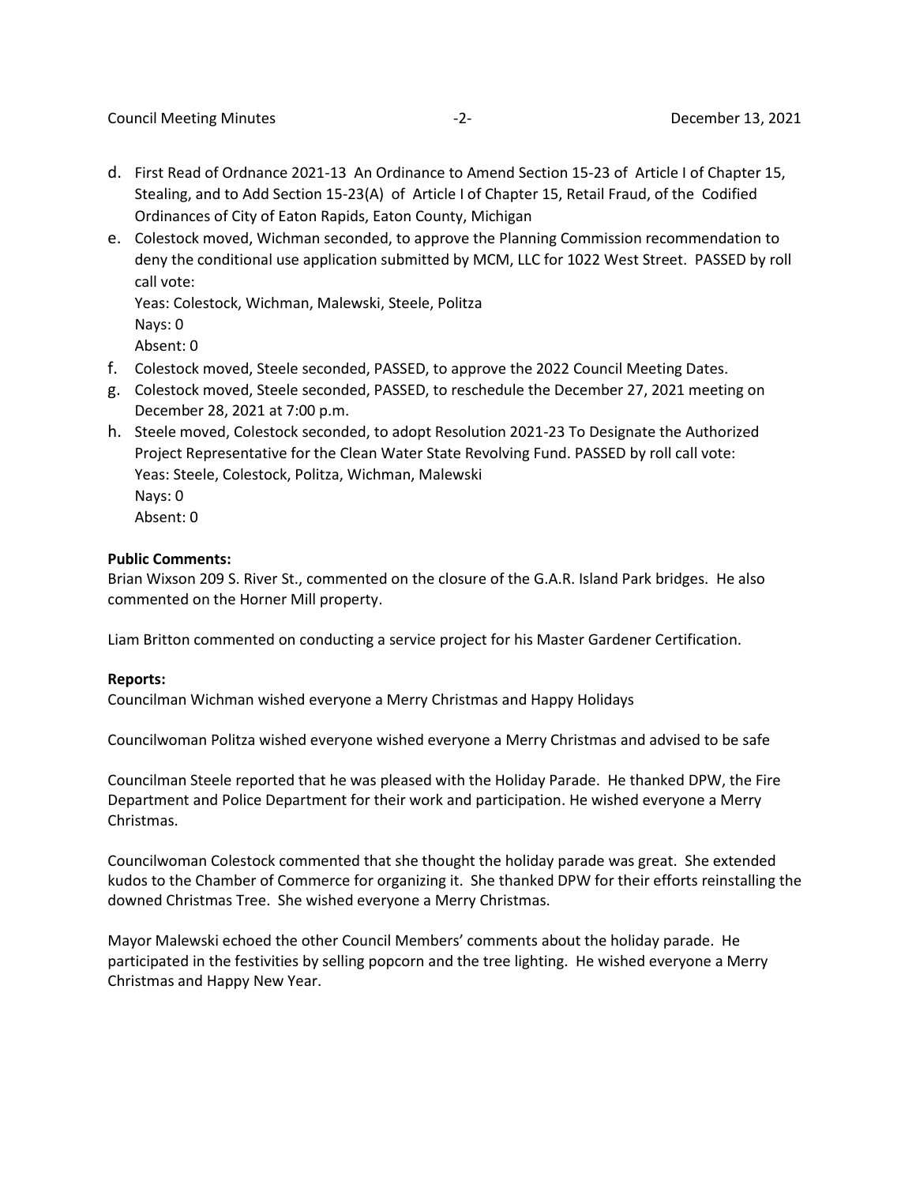d. First Read of Ordnance 2021-13 An Ordinance to Amend Section 15-23 of Article I of Chapter 15, Stealing, and to Add Section 15-23(A) of Article I of Chapter 15, Retail Fraud, of the Codified Ordinances of City of Eaton Rapids, Eaton County, Michigan

e. Colestock moved, Wichman seconded, to approve the Planning Commission recommendation to deny the conditional use application submitted by MCM, LLC for 1022 West Street. PASSED by roll call vote:
Yeas: Colestock, Wichman, Malewski, Steele, Politza
Nays: 0
Absent: 0

f. Colestock moved, Steele seconded, PASSED, to approve the 2022 Council Meeting Dates.

g. Colestock moved, Steele seconded, PASSED, to reschedule the December 27, 2021 meeting on December 28, 2021 at 7:00 p.m.

h. Steele moved, Colestock seconded, to adopt Resolution 2021-23 To Designate the Authorized Project Representative for the Clean Water State Revolving Fund. PASSED by roll call vote:
Yeas: Steele, Colestock, Politza, Wichman, Malewski
Nays: 0
Absent: 0

**Public Comments:**
Brian Wixson 209 S. River St., commented on the closure of the G.A.R. Island Park bridges. He also commented on the Horner Mill property.

Liam Britton commented on conducting a service project for his Master Gardener Certification.

**Reports:**
Councilman Wichman wished everyone a Merry Christmas and Happy Holidays

Councilwoman Politza wished everyone wished everyone a Merry Christmas and advised to be safe

Councilman Steele reported that he was pleased with the Holiday Parade. He thanked DPW, the Fire Department and Police Department for their work and participation. He wished everyone a Merry Christmas.

Councilwoman Colestock commented that she thought the holiday parade was great. She extended kudos to the Chamber of Commerce for organizing it. She thanked DPW for their efforts reinstalling the downed Christmas Tree. She wished everyone a Merry Christmas.

Mayor Malewski echoed the other Council Members' comments about the holiday parade. He participated in the festivities by selling popcorn and the tree lighting. He wished everyone a Merry Christmas and Happy New Year.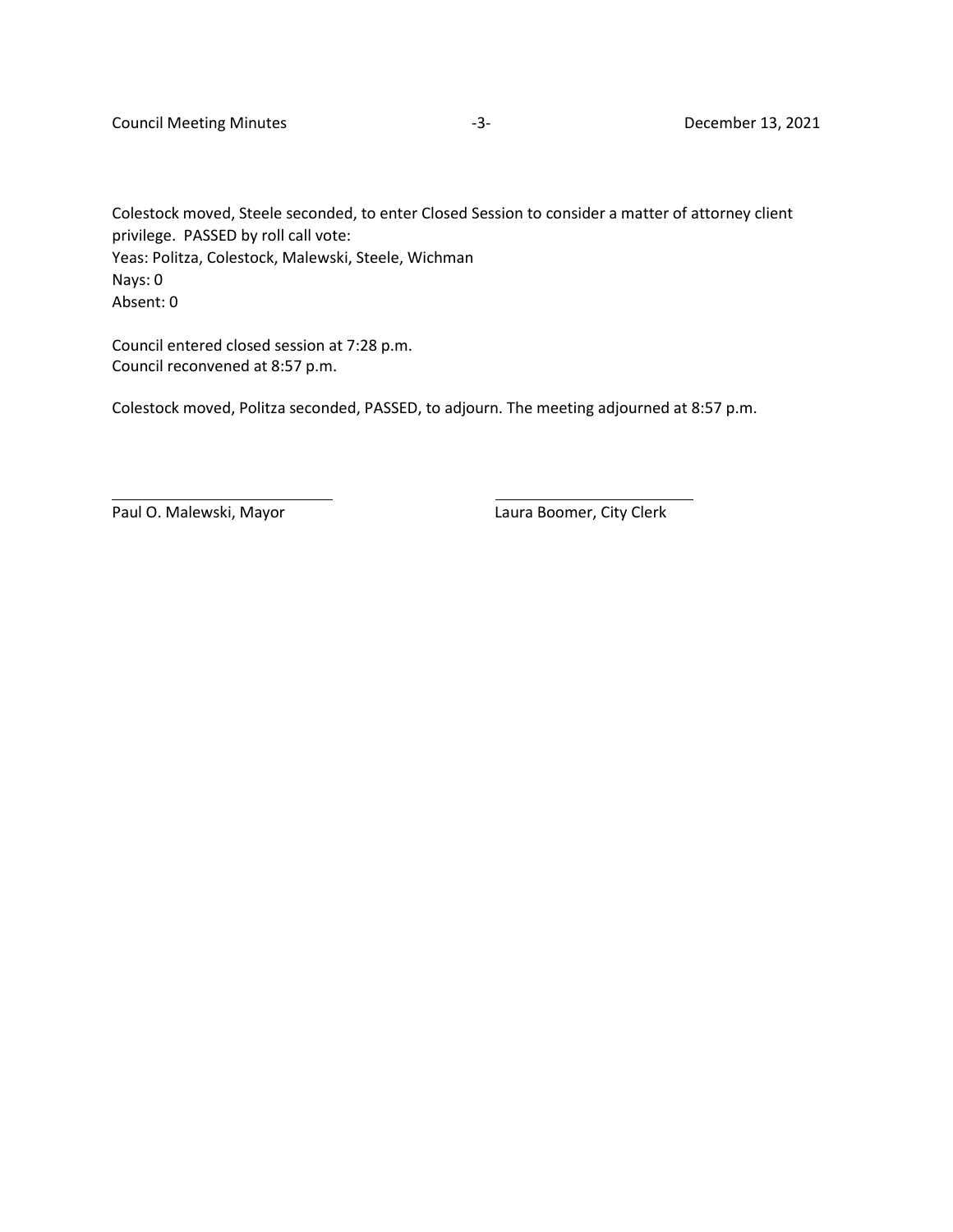Colestock moved, Steele seconded, to enter Closed Session to consider a matter of attorney client privilege. PASSED by roll call vote:
Yeas: Politza, Colestock, Malewski, Steele, Wichman
Nays: 0
Absent: 0

Council entered closed session at 7:28 p.m.
Council reconvened at 8:57 p.m.

Colestock moved, Politza seconded, PASSED, to adjourn. The meeting adjourned at 8:57 p.m.

Paul O. Malewski, Mayor

Laura Boomer, City Clerk